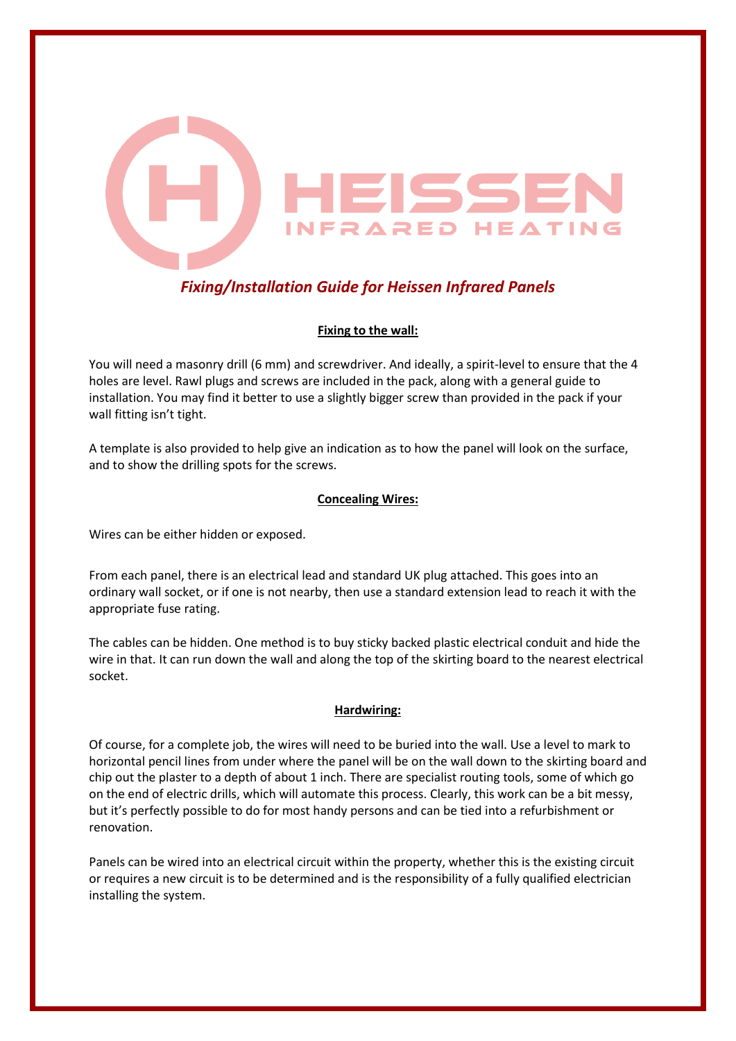HEISSEN

INFRARED HEATING

# *Fixing/Installation Guide for Heissen Infrared Panels*

## Fixing to the wall:

You will need a masonry drill (6 mm) and screwdriver. And ideally, a spirit-level to ensure that the 4 holes are level. Rawl plugs and screws are included in the pack, along with a general guide to installation. You may find it better to use a slightly bigger screw than provided in the pack if your wall fitting isn't tight.

A template is also provided to help give an indication as to how the panel will look on the surface, and to show the drilling spots for the screws.

## Concealing Wires:

Wires can be either hidden or exposed.

From each panel, there is an electrical lead and standard UK plug attached. This goes into an ordinary wall socket, or if one is not nearby, then use a standard extension lead to reach it with the appropriate fuse rating.

The cables can be hidden. One method is to buy sticky backed plastic electrical conduit and hide the wire in that. It can run down the wall and along the top of the skirting board to the nearest electrical socket.

## Hardwiring:

Of course, for a complete job, the wires will need to be buried into the wall. Use a level to mark to horizontal pencil lines from under where the panel will be on the wall down to the skirting board and chip out the plaster to a depth of about 1 inch. There are specialist routing tools, some of which go on the end of electric drills, which will automate this process. Clearly, this work can be a bit messy, but it's perfectly possible to do for most handy persons and can be tied into a refurbishment or renovation.

Panels can be wired into an electrical circuit within the property, whether this is the existing circuit or requires a new circuit is to be determined and is the responsibility of a fully qualified electrician installing the system.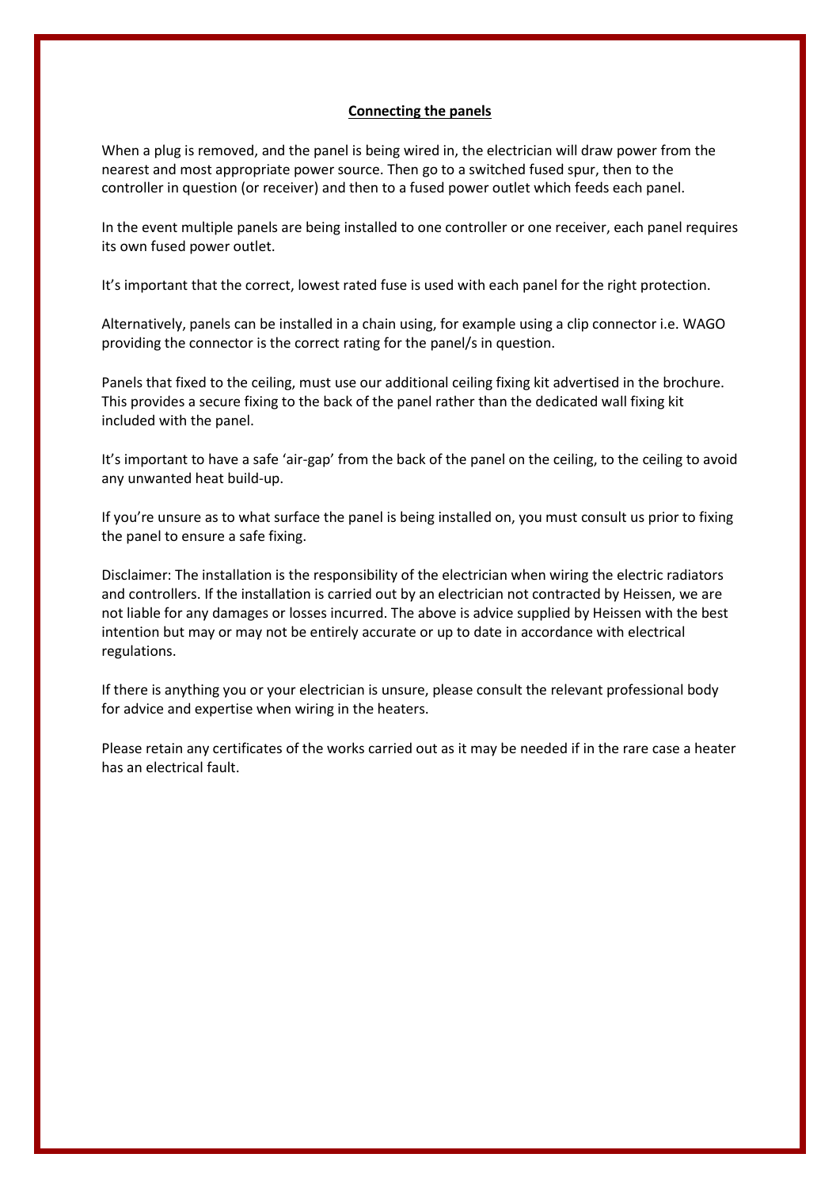## Connecting the panels

When a plug is removed, and the panel is being wired in, the electrician will draw power from the nearest and most appropriate power source. Then go to a switched fused spur, then to the controller in question (or receiver) and then to a fused power outlet which feeds each panel.

In the event multiple panels are being installed to one controller or one receiver, each panel requires its own fused power outlet.

It's important that the correct, lowest rated fuse is used with each panel for the right protection.

Alternatively, panels can be installed in a chain using, for example using a clip connector i.e. WAGO providing the connector is the correct rating for the panel/s in question.

Panels that fixed to the ceiling, must use our additional ceiling fixing kit advertised in the brochure. This provides a secure fixing to the back of the panel rather than the dedicated wall fixing kit included with the panel.

It's important to have a safe 'air-gap' from the back of the panel on the ceiling, to the ceiling to avoid any unwanted heat build-up.

If you're unsure as to what surface the panel is being installed on, you must consult us prior to fixing the panel to ensure a safe fixing.

Disclaimer: The installation is the responsibility of the electrician when wiring the electric radiators and controllers. If the installation is carried out by an electrician not contracted by Heissen, we are not liable for any damages or losses incurred. The above is advice supplied by Heissen with the best intention but may or may not be entirely accurate or up to date in accordance with electrical regulations.

If there is anything you or your electrician is unsure, please consult the relevant professional body for advice and expertise when wiring in the heaters.

Please retain any certificates of the works carried out as it may be needed if in the rare case a heater has an electrical fault.